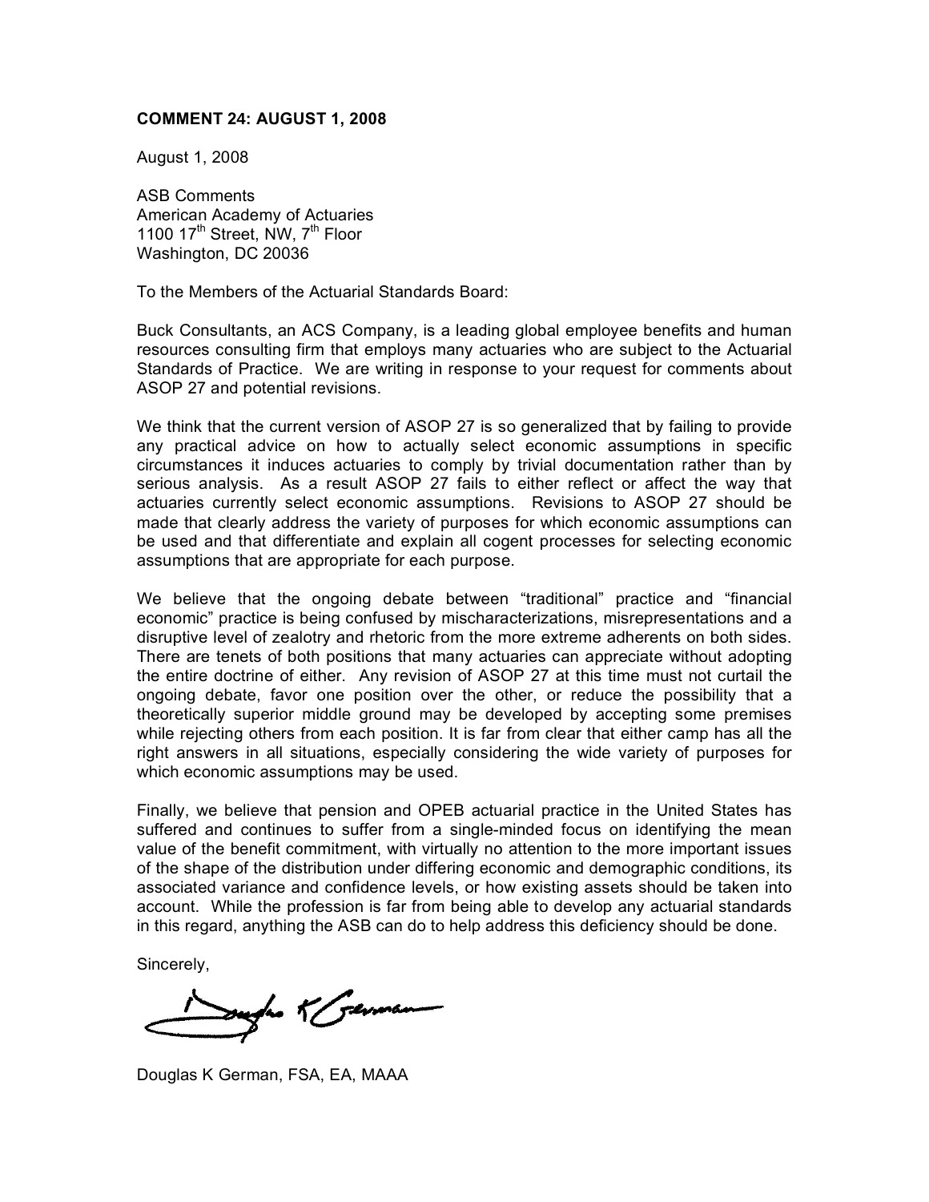**COMMENT 24: AUGUST 1, 2008**

August 1, 2008

ASB Comments
American Academy of Actuaries
1100 17th Street, NW, 7th Floor
Washington, DC 20036

To the Members of the Actuarial Standards Board:

Buck Consultants, an ACS Company, is a leading global employee benefits and human resources consulting firm that employs many actuaries who are subject to the Actuarial Standards of Practice. We are writing in response to your request for comments about ASOP 27 and potential revisions.

We think that the current version of ASOP 27 is so generalized that by failing to provide any practical advice on how to actually select economic assumptions in specific circumstances it induces actuaries to comply by trivial documentation rather than by serious analysis. As a result ASOP 27 fails to either reflect or affect the way that actuaries currently select economic assumptions. Revisions to ASOP 27 should be made that clearly address the variety of purposes for which economic assumptions can be used and that differentiate and explain all cogent processes for selecting economic assumptions that are appropriate for each purpose.

We believe that the ongoing debate between "traditional" practice and "financial economic" practice is being confused by mischaracterizations, misrepresentations and a disruptive level of zealotry and rhetoric from the more extreme adherents on both sides. There are tenets of both positions that many actuaries can appreciate without adopting the entire doctrine of either. Any revision of ASOP 27 at this time must not curtail the ongoing debate, favor one position over the other, or reduce the possibility that a theoretically superior middle ground may be developed by accepting some premises while rejecting others from each position. It is far from clear that either camp has all the right answers in all situations, especially considering the wide variety of purposes for which economic assumptions may be used.

Finally, we believe that pension and OPEB actuarial practice in the United States has suffered and continues to suffer from a single-minded focus on identifying the mean value of the benefit commitment, with virtually no attention to the more important issues of the shape of the distribution under differing economic and demographic conditions, its associated variance and confidence levels, or how existing assets should be taken into account. While the profession is far from being able to develop any actuarial standards in this regard, anything the ASB can do to help address this deficiency should be done.

Sincerely,

Douglas K German, FSA, EA, MAAA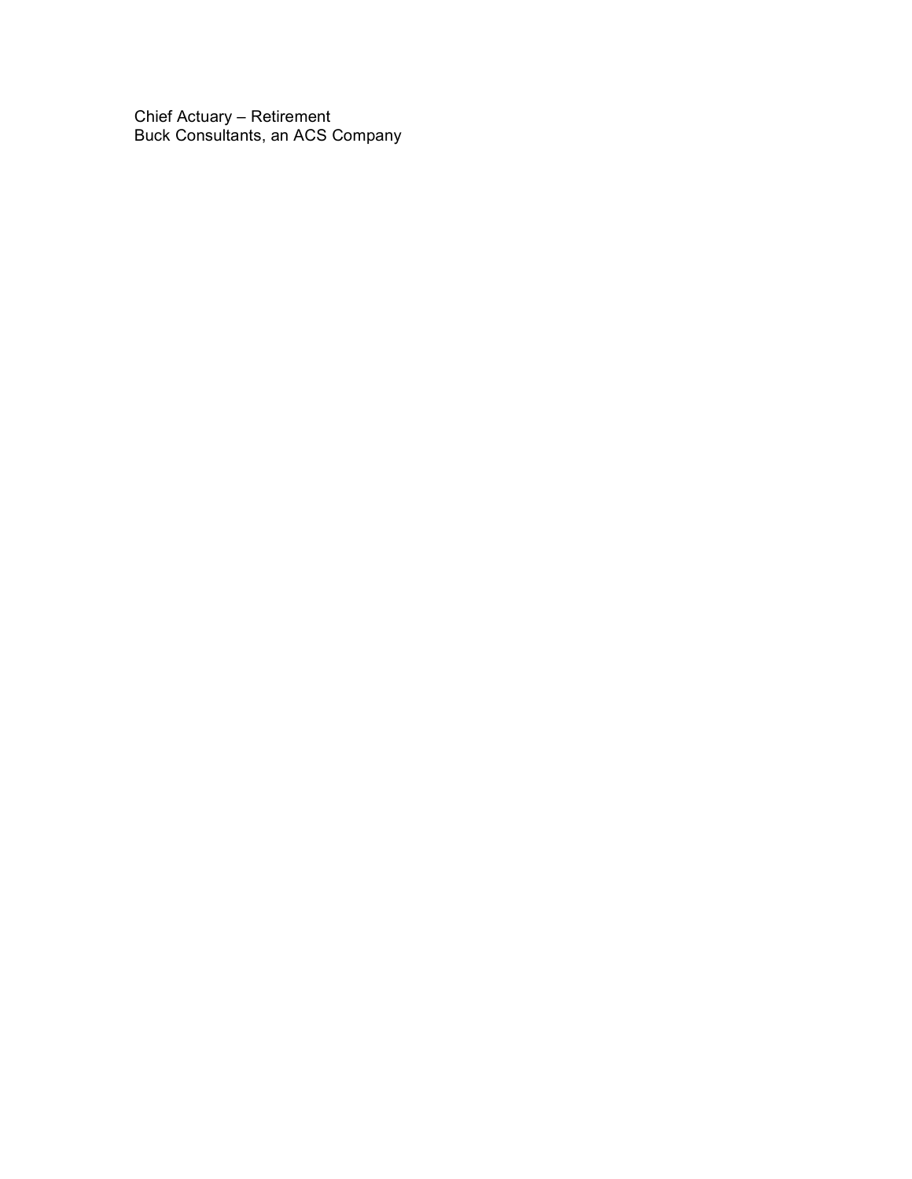Chief Actuary – Retirement
Buck Consultants, an ACS Company